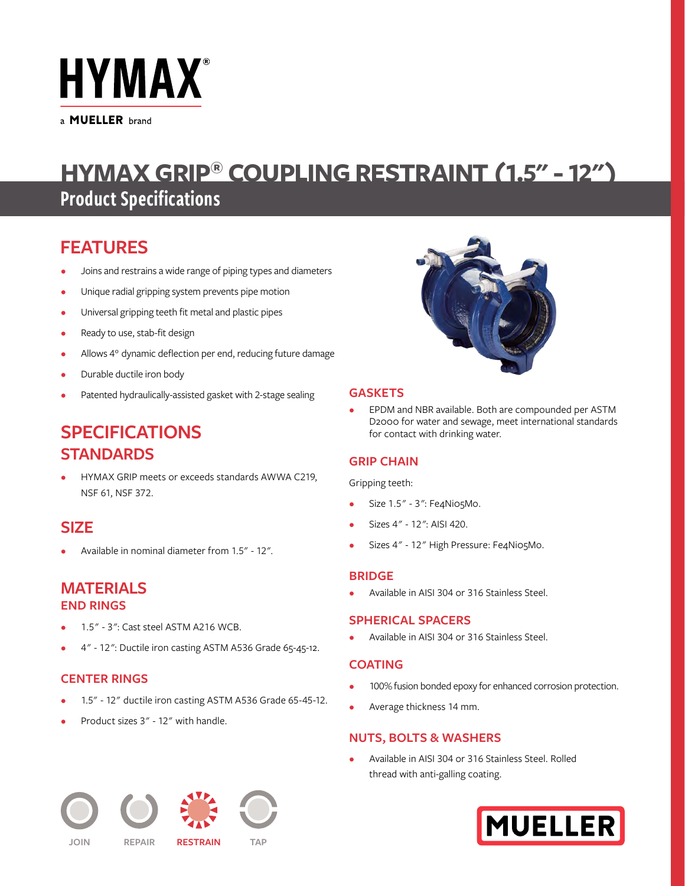# HYMAX®

a MUELLER brand

# HYMAX GRIP® COUPLING RESTRAINT (1.5″ - 12″)

## Product Specifications

## FEATURES

- Joins and restrains a wide range of piping types and diameters
- Unique radial gripping system prevents pipe motion
- Universal gripping teeth fit metal and plastic pipes
- Ready to use, stab-fit design
- Allows 4° dynamic deflection per end, reducing future damage
- Durable ductile iron body
- Patented hydraulically-assisted gasket with 2-stage sealing

## SPECIFICATIONS

### STANDARDS

- HYMAX GRIP meets or exceeds standards AWWA C219, NSF 61, NSF 372.

### SIZE

- Available in nominal diameter from 1.5″ - 12″.

## MATERIALS

### END RINGS

- 1.5″ - 3″: Cast steel ASTM A216 WCB.
- 4″ - 12″: Ductile iron casting ASTM A536 Grade 65-45-12.

### CENTER RINGS

- 1.5″ - 12″ ductile iron casting ASTM A536 Grade 65-45-12.
- Product sizes 3″ - 12″ with handle.

### GASKETS

- EPDM and NBR available. Both are compounded per ASTM D2000 for water and sewage, meet international standards for contact with drinking water.

### GRIP CHAIN

Gripping teeth:

- Size 1.5″ - 3″: Fe4Ni05Mo.
- Sizes 4″ - 12″: AISI 420.
- Sizes 4″ - 12″ High Pressure: Fe4Ni05Mo.

### BRIDGE

- Available in AISI 304 or 316 Stainless Steel.

### SPHERICAL SPACERS

- Available in AISI 304 or 316 Stainless Steel.

### COATING

- 100% fusion bonded epoxy for enhanced corrosion protection.
- Average thickness 14 mm.

### NUTS, BOLTS & WASHERS

- Available in AISI 304 or 316 Stainless Steel. Rolled thread with anti-galling coating.

JOIN REPAIR RESTRAIN TAP

MUELLER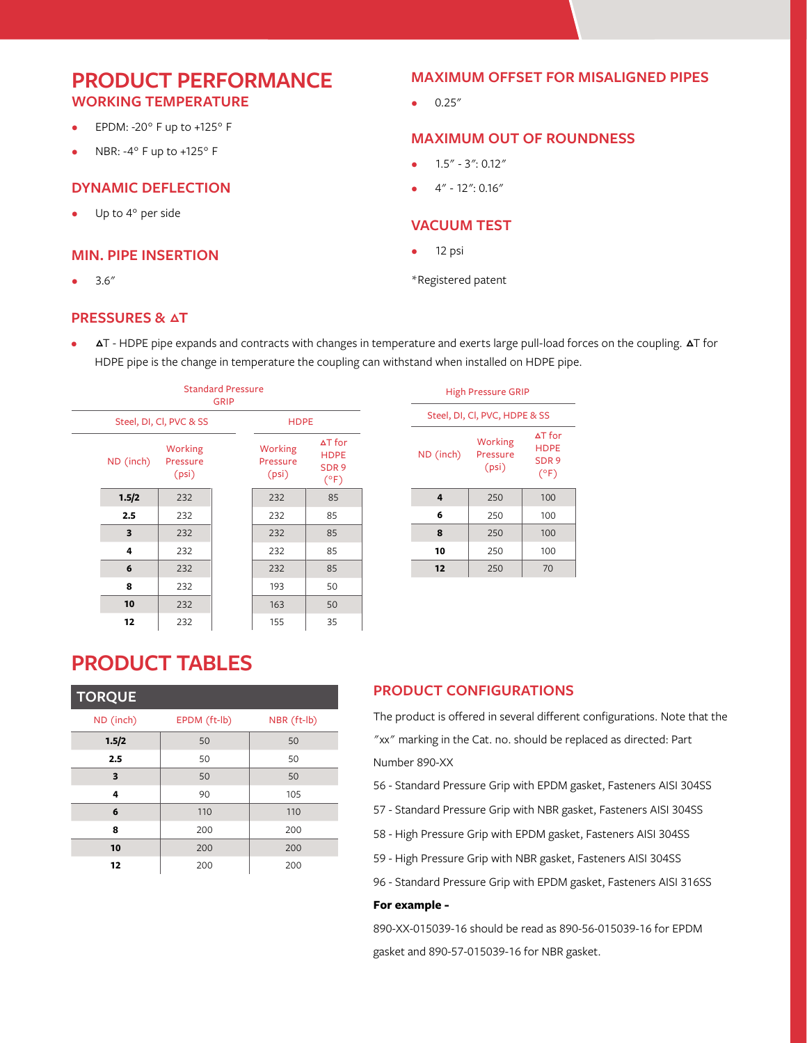# PRODUCT PERFORMANCE

## WORKING TEMPERATURE

- EPDM: -20° F up to +125° F
- NBR: -4° F up to +125° F

## DYNAMIC DEFLECTION

- Up to 4° per side

## MIN. PIPE INSERTION

- 3.6″

## MAXIMUM OFFSET FOR MISALIGNED PIPES

- 0.25″

## MAXIMUM OUT OF ROUNDNESS

- 1.5″ - 3″: 0.12″
- 4″ - 12″: 0.16″

## VACUUM TEST

- 12 psi

*Registered patent

## PRESSURES & ΔT

- ΔT - HDPE pipe expands and contracts with changes in temperature and exerts large pull-load forces on the coupling. ΔT for HDPE pipe is the change in temperature the coupling can withstand when installed on HDPE pipe.

| Standard Pressure GRIP | | | |
|---|---|---|---|
| Steel, DI, CI, PVC & SS | | HDPE | |
| ND (inch) | Working Pressure (psi) | Working Pressure (psi) | ΔT for HDPE SDR 9 (°F) |
| **1.5/2** | 232 | 232 | 85 |
| **2.5** | 232 | 232 | 85 |
| **3** | 232 | 232 | 85 |
| **4** | 232 | 232 | 85 |
| **6** | 232 | 232 | 85 |
| **8** | 232 | 193 | 50 |
| **10** | 232 | 163 | 50 |
| **12** | 232 | 155 | 35 |

| High Pressure GRIP | | |
|---|---|---|
| Steel, DI, CI, PVC, HDPE & SS | | |
| ND (inch) | Working Pressure (psi) | ΔT for HDPE SDR 9 (°F) |
| **4** | 250 | 100 |
| **6** | 250 | 100 |
| **8** | 250 | 100 |
| **10** | 250 | 100 |
| **12** | 250 | 70 |

# PRODUCT TABLES

## TORQUE

| ND (inch) | EPDM (ft-lb) | NBR (ft-lb) |
|---|---|---|
| **1.5/2** | 50 | 50 |
| **2.5** | 50 | 50 |
| **3** | 50 | 50 |
| **4** | 90 | 105 |
| **6** | 110 | 110 |
| **8** | 200 | 200 |
| **10** | 200 | 200 |
| **12** | 200 | 200 |

## PRODUCT CONFIGURATIONS

The product is offered in several different configurations. Note that the ″xx″ marking in the Cat. no. should be replaced as directed: Part Number 890-XX

56 - Standard Pressure Grip with EPDM gasket, Fasteners AISI 304SS

57 - Standard Pressure Grip with NBR gasket, Fasteners AISI 304SS

58 - High Pressure Grip with EPDM gasket, Fasteners AISI 304SS

59 - High Pressure Grip with NBR gasket, Fasteners AISI 304SS

96 - Standard Pressure Grip with EPDM gasket, Fasteners AISI 316SS

**For example -**

890-XX-015039-16 should be read as 890-56-015039-16 for EPDM gasket and 890-57-015039-16 for NBR gasket.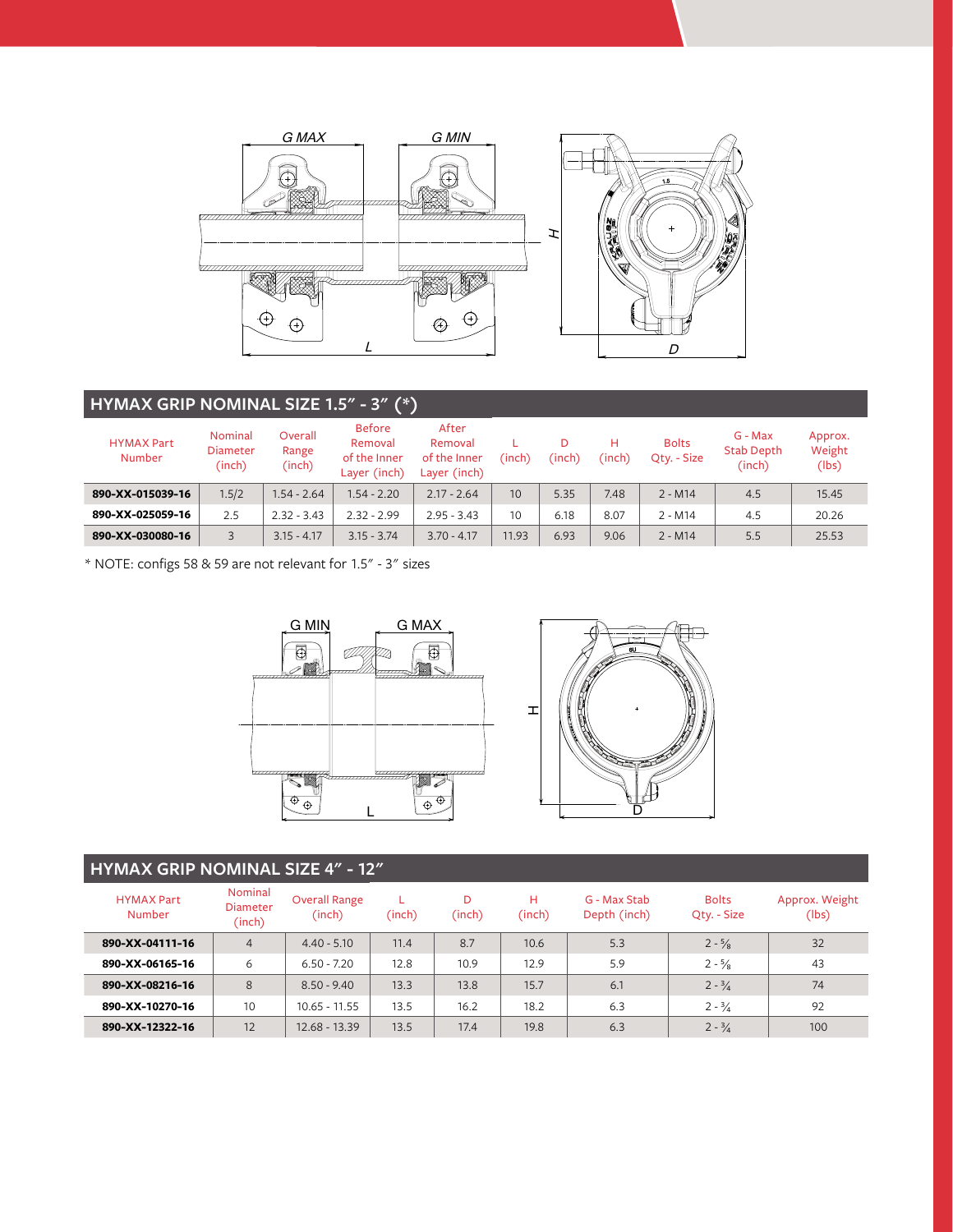## HYMAX GRIP NOMINAL SIZE 1.5" - 3" (*)

| HYMAX Part Number | Nominal Diameter (inch) | Overall Range (inch) | Before Removal of the Inner Layer (inch) | After Removal of the Inner Layer (inch) | L (inch) | D (inch) | H (inch) | Bolts Qty. - Size | G - Max Stab Depth (inch) | Approx. Weight (lbs) |
|---|---|---|---|---|---|---|---|---|---|---|
| **890-XX-015039-16** | 1.5/2 | 1.54 - 2.64 | 1.54 - 2.20 | 2.17 - 2.64 | 10 | 5.35 | 7.48 | 2 - M14 | 4.5 | 15.45 |
| **890-XX-025059-16** | 2.5 | 2.32 - 3.43 | 2.32 - 2.99 | 2.95 - 3.43 | 10 | 6.18 | 8.07 | 2 - M14 | 4.5 | 20.26 |
| **890-XX-030080-16** | 3 | 3.15 - 4.17 | 3.15 - 3.74 | 3.70 - 4.17 | 11.93 | 6.93 | 9.06 | 2 - M14 | 5.5 | 25.53 |

* NOTE: configs 58 & 59 are not relevant for 1.5" - 3" sizes

## HYMAX GRIP NOMINAL SIZE 4" - 12"

| HYMAX Part Number | Nominal Diameter (inch) | Overall Range (inch) | L (inch) | D (inch) | H (inch) | G - Max Stab Depth (inch) | Bolts Qty. - Size | Approx. Weight (lbs) |
|---|---|---|---|---|---|---|---|---|
| **890-XX-04111-16** | 4 | 4.40 - 5.10 | 11.4 | 8.7 | 10.6 | 5.3 | 2 - ⅝ | 32 |
| **890-XX-06165-16** | 6 | 6.50 - 7.20 | 12.8 | 10.9 | 12.9 | 5.9 | 2 - ⅝ | 43 |
| **890-XX-08216-16** | 8 | 8.50 - 9.40 | 13.3 | 13.8 | 15.7 | 6.1 | 2 - ¾ | 74 |
| **890-XX-10270-16** | 10 | 10.65 - 11.55 | 13.5 | 16.2 | 18.2 | 6.3 | 2 - ¾ | 92 |
| **890-XX-12322-16** | 12 | 12.68 - 13.39 | 13.5 | 17.4 | 19.8 | 6.3 | 2 - ¾ | 100 |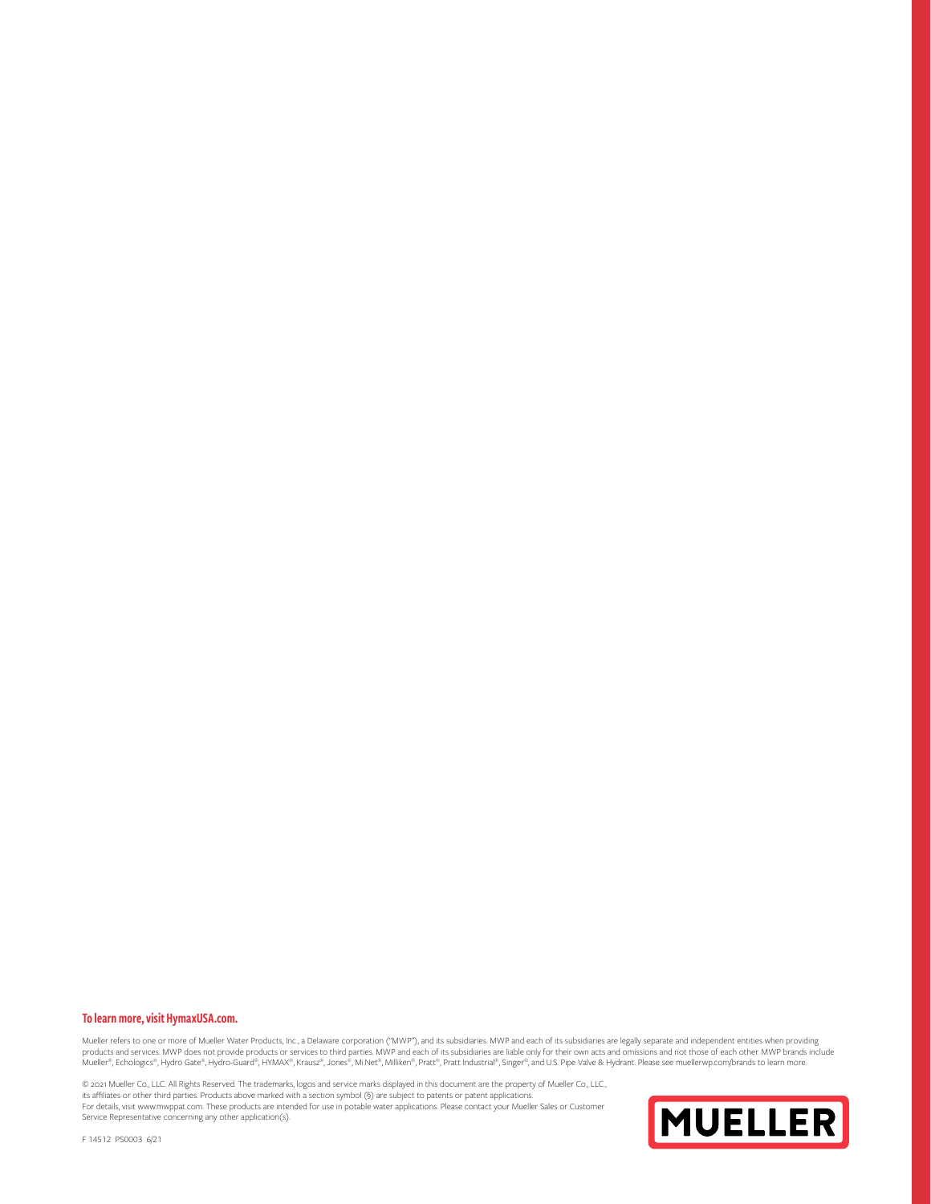**To learn more, visit HymaxUSA.com.**

Mueller refers to one or more of Mueller Water Products, Inc., a Delaware corporation ("MWP"), and its subsidiaries. MWP and each of its subsidiaries are legally separate and independent entities when providing products and services. MWP does not provide products or services to third parties. MWP and each of its subsidiaries are liable only for their own acts and omissions and not those of each other. MWP brands include Mueller®, Echologics®, Hydro Gate®, Hydro-Guard®, HYMAX®, Krausz®, Jones®, Mi.Net®, Milliken®, Pratt®, Pratt Industrial®, Singer®, and U.S. Pipe Valve & Hydrant. Please see muellerwp.com/brands to learn more.

© 2021 Mueller Co., LLC. All Rights Reserved. The trademarks, logos and service marks displayed in this document are the property of Mueller Co., LLC., its affiliates or other third parties. Products above marked with a section symbol (§) are subject to patents or patent applications. For details, visit www.mwppat.com. These products are intended for use in potable water applications. Please contact your Mueller Sales or Customer Service Representative concerning any other application(s).

MUELLER

F 14512 PS0003 6/21